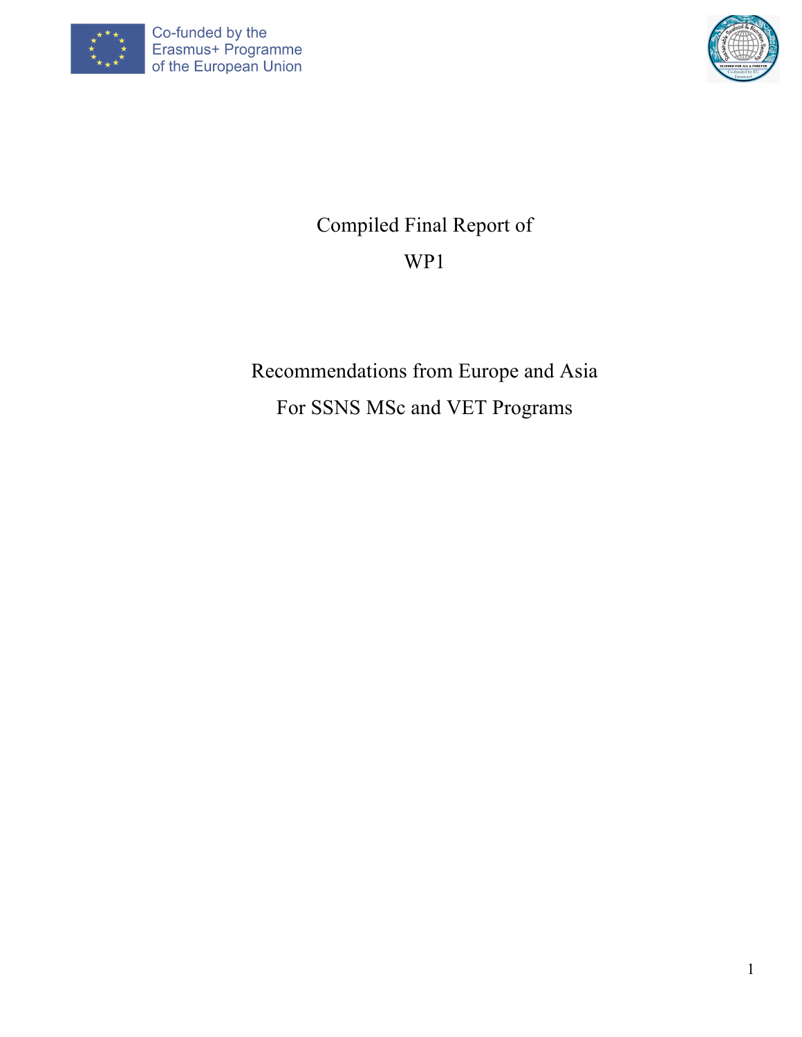Co-funded by the Erasmus+ Programme of the European Union

# Compiled Final Report of WP1

## Recommendations from Europe and Asia For SSNS MSc and VET Programs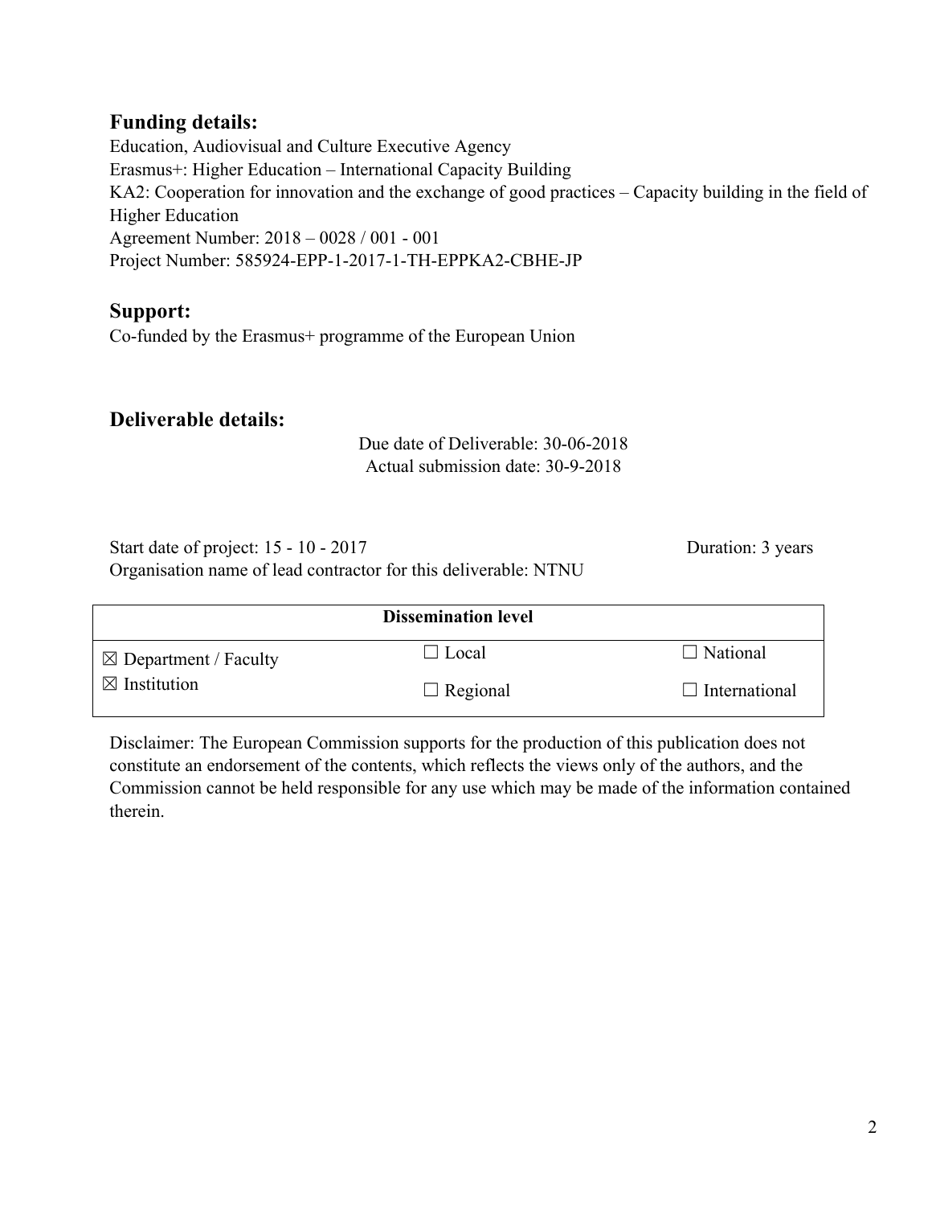## Funding details:

Education, Audiovisual and Culture Executive Agency
Erasmus+: Higher Education – International Capacity Building
KA2: Cooperation for innovation and the exchange of good practices – Capacity building in the field of Higher Education
Agreement Number: 2018 – 0028 / 001 - 001
Project Number: 585924-EPP-1-2017-1-TH-EPPKA2-CBHE-JP

## Support:

Co-funded by the Erasmus+ programme of the European Union

## Deliverable details:

Due date of Deliverable: 30-06-2018
Actual submission date: 30-9-2018

Start date of project: 15 - 10 - 2017 Duration: 3 years
Organisation name of lead contractor for this deliverable: NTNU

| Dissemination level | | |
|---|---|---|
| ☒ Department / Faculty | ☐ Local | ☐ National |
| ☒ Institution | ☐ Regional | ☐ International |

Disclaimer: The European Commission supports for the production of this publication does not constitute an endorsement of the contents, which reflects the views only of the authors, and the Commission cannot be held responsible for any use which may be made of the information contained therein.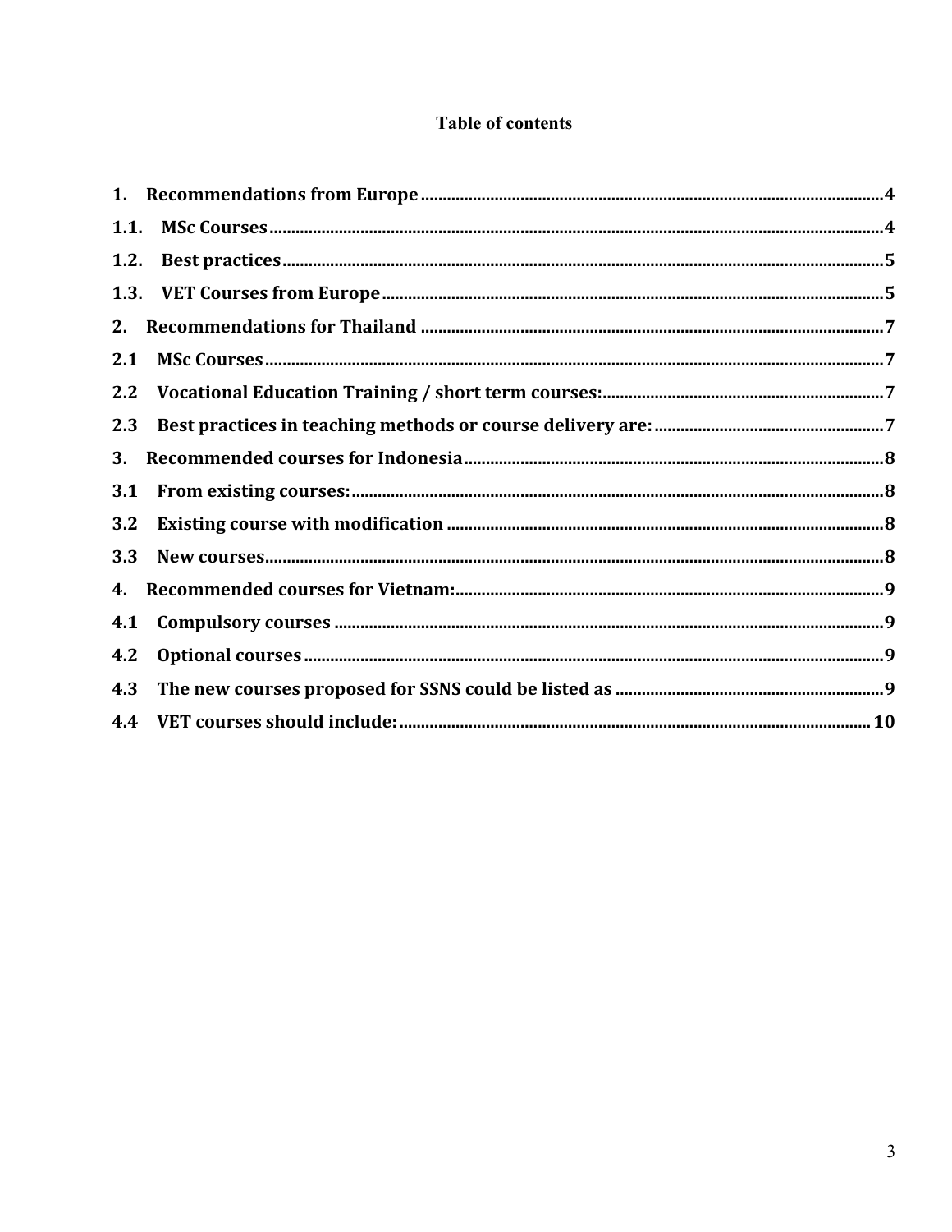# Table of contents

1. Recommendations from Europe ........ 4
1.1. MSc Courses ........ 4
1.2. Best practices ........ 5
1.3. VET Courses from Europe ........ 5
2. Recommendations for Thailand ........ 7
2.1 MSc Courses ........ 7
2.2 Vocational Education Training / short term courses: ........ 7
2.3 Best practices in teaching methods or course delivery are: ........ 7
3. Recommended courses for Indonesia ........ 8
3.1 From existing courses: ........ 8
3.2 Existing course with modification ........ 8
3.3 New courses ........ 8
4. Recommended courses for Vietnam: ........ 9
4.1 Compulsory courses ........ 9
4.2 Optional courses ........ 9
4.3 The new courses proposed for SSNS could be listed as ........ 9
4.4 VET courses should include: ........ 10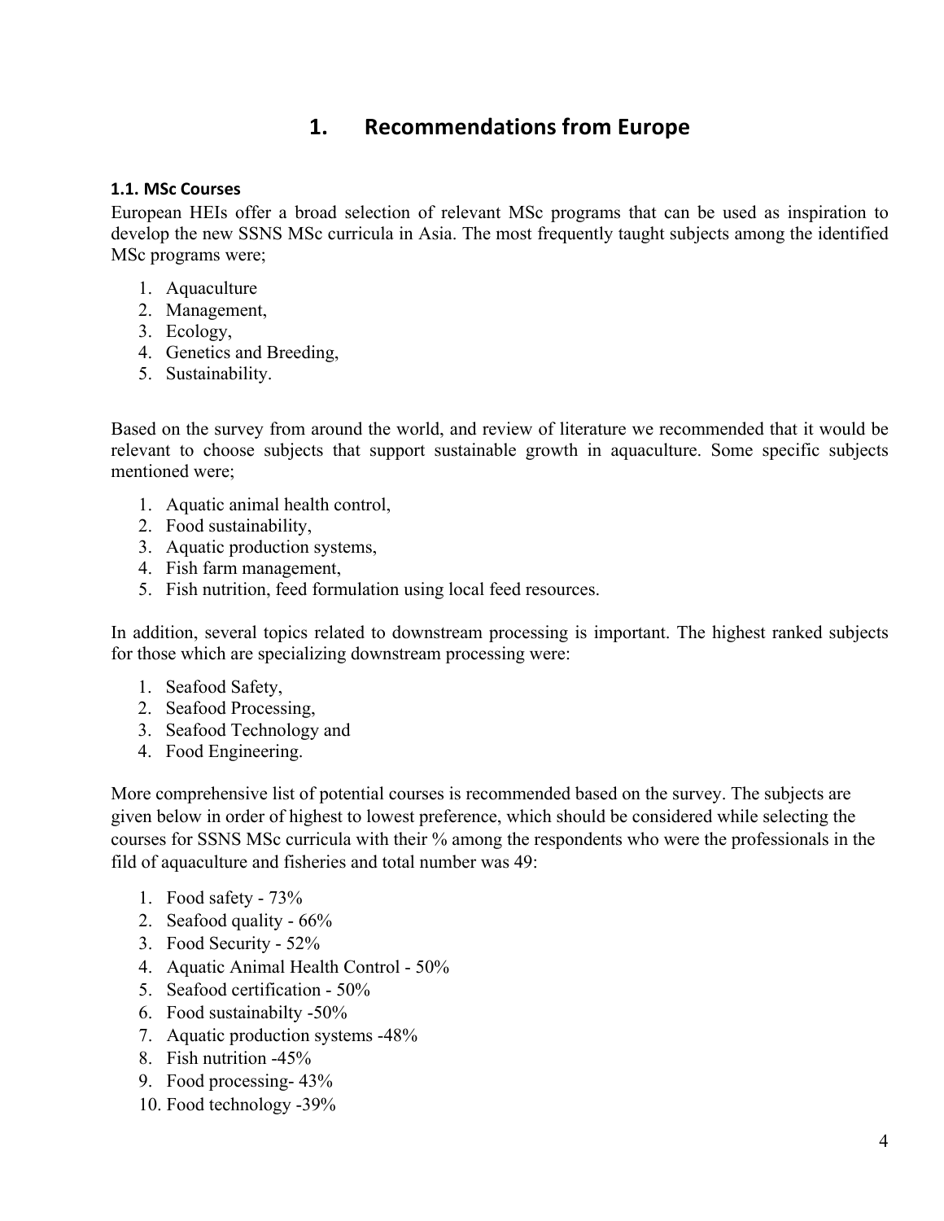# 1. Recommendations from Europe

### 1.1. MSc Courses

European HEIs offer a broad selection of relevant MSc programs that can be used as inspiration to develop the new SSNS MSc curricula in Asia. The most frequently taught subjects among the identified MSc programs were;

1. Aquaculture
2. Management,
3. Ecology,
4. Genetics and Breeding,
5. Sustainability.

Based on the survey from around the world, and review of literature we recommended that it would be relevant to choose subjects that support sustainable growth in aquaculture. Some specific subjects mentioned were;

1. Aquatic animal health control,
2. Food sustainability,
3. Aquatic production systems,
4. Fish farm management,
5. Fish nutrition, feed formulation using local feed resources.

In addition, several topics related to downstream processing is important. The highest ranked subjects for those which are specializing downstream processing were:

1. Seafood Safety,
2. Seafood Processing,
3. Seafood Technology and
4. Food Engineering.

More comprehensive list of potential courses is recommended based on the survey. The subjects are given below in order of highest to lowest preference, which should be considered while selecting the courses for SSNS MSc curricula with their % among the respondents who were the professionals in the fild of aquaculture and fisheries and total number was 49:

1. Food safety - 73%
2. Seafood quality - 66%
3. Food Security - 52%
4. Aquatic Animal Health Control - 50%
5. Seafood certification - 50%
6. Food sustainabilty -50%
7. Aquatic production systems -48%
8. Fish nutrition -45%
9. Food processing- 43%
10. Food technology -39%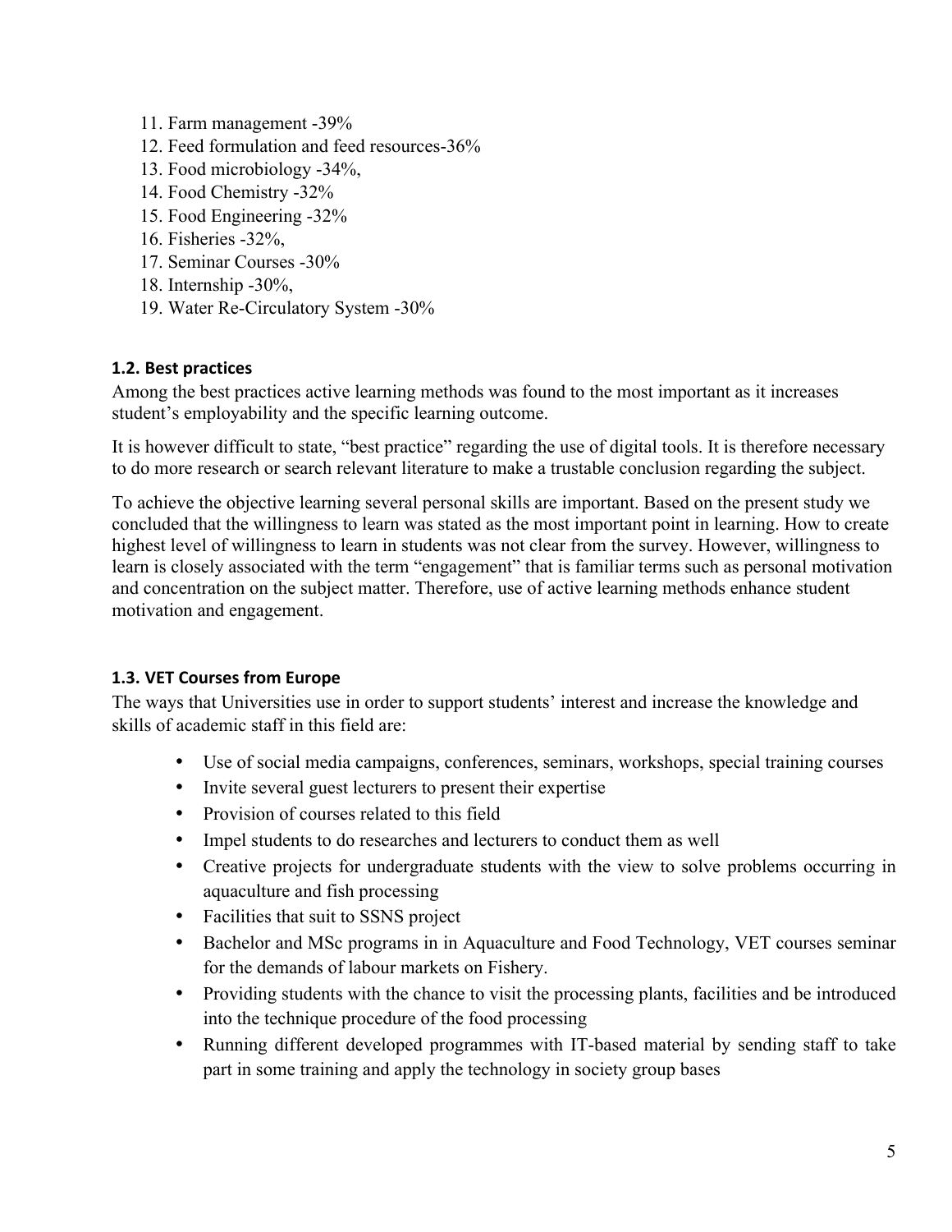11. Farm management -39%
12. Feed formulation and feed resources-36%
13. Food microbiology -34%,
14. Food Chemistry -32%
15. Food Engineering -32%
16. Fisheries -32%,
17. Seminar Courses -30%
18. Internship -30%,
19. Water Re-Circulatory System -30%

### 1.2. Best practices

Among the best practices active learning methods was found to the most important as it increases student's employability and the specific learning outcome.

It is however difficult to state, "best practice" regarding the use of digital tools. It is therefore necessary to do more research or search relevant literature to make a trustable conclusion regarding the subject.

To achieve the objective learning several personal skills are important. Based on the present study we concluded that the willingness to learn was stated as the most important point in learning. How to create highest level of willingness to learn in students was not clear from the survey. However, willingness to learn is closely associated with the term "engagement" that is familiar terms such as personal motivation and concentration on the subject matter. Therefore, use of active learning methods enhance student motivation and engagement.

### 1.3. VET Courses from Europe

The ways that Universities use in order to support students' interest and increase the knowledge and skills of academic staff in this field are:

- Use of social media campaigns, conferences, seminars, workshops, special training courses
- Invite several guest lecturers to present their expertise
- Provision of courses related to this field
- Impel students to do researches and lecturers to conduct them as well
- Creative projects for undergraduate students with the view to solve problems occurring in aquaculture and fish processing
- Facilities that suit to SSNS project
- Bachelor and MSc programs in in Aquaculture and Food Technology, VET courses seminar for the demands of labour markets on Fishery.
- Providing students with the chance to visit the processing plants, facilities and be introduced into the technique procedure of the food processing
- Running different developed programmes with IT-based material by sending staff to take part in some training and apply the technology in society group bases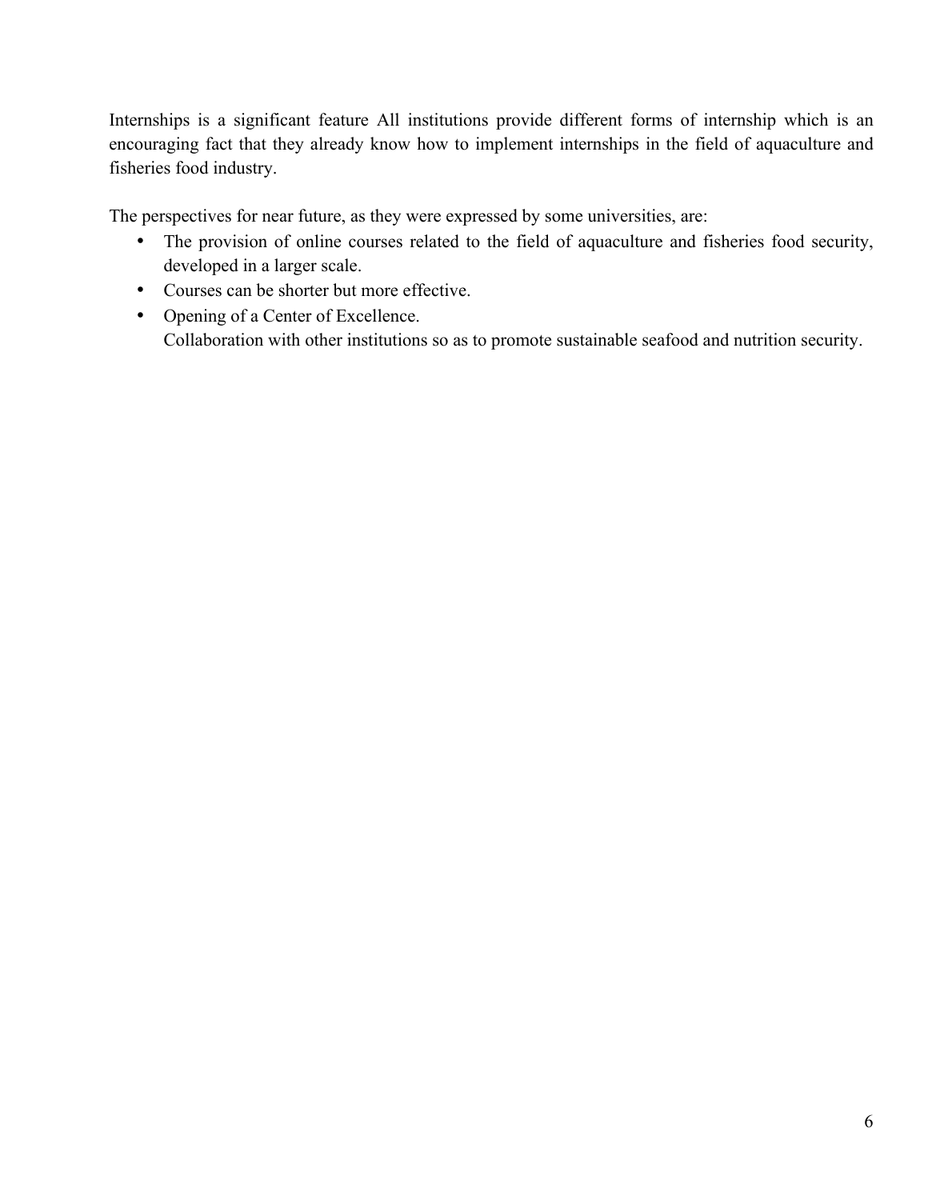Internships is a significant feature All institutions provide different forms of internship which is an encouraging fact that they already know how to implement internships in the field of aquaculture and fisheries food industry.

The perspectives for near future, as they were expressed by some universities, are:

- The provision of online courses related to the field of aquaculture and fisheries food security, developed in a larger scale.
- Courses can be shorter but more effective.
- Opening of a Center of Excellence.
  Collaboration with other institutions so as to promote sustainable seafood and nutrition security.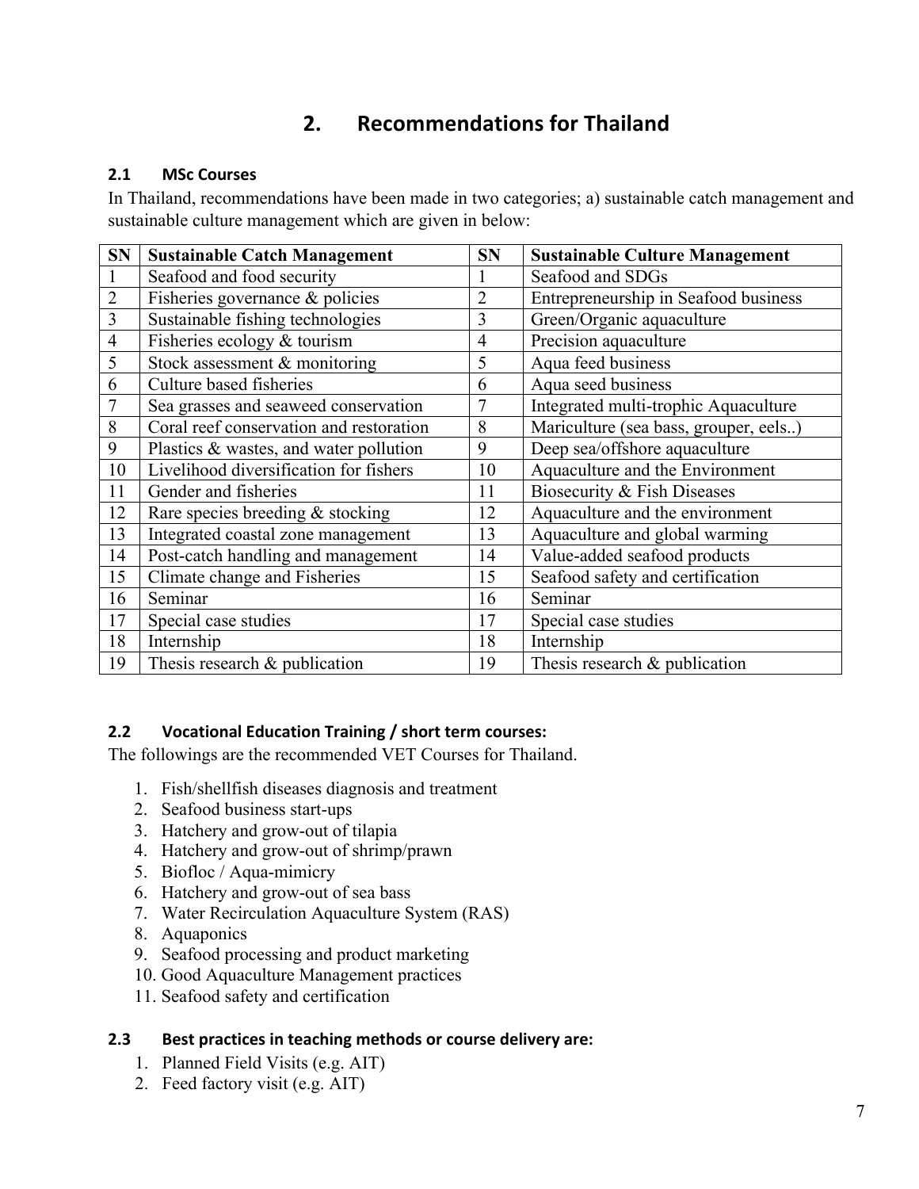# 2. Recommendations for Thailand

## 2.1 MSc Courses

In Thailand, recommendations have been made in two categories; a) sustainable catch management and sustainable culture management which are given in below:

| SN | Sustainable Catch Management | SN | Sustainable Culture Management |
|---|---|---|---|
| 1 | Seafood and food security | 1 | Seafood and SDGs |
| 2 | Fisheries governance & policies | 2 | Entrepreneurship in Seafood business |
| 3 | Sustainable fishing technologies | 3 | Green/Organic aquaculture |
| 4 | Fisheries ecology & tourism | 4 | Precision aquaculture |
| 5 | Stock assessment & monitoring | 5 | Aqua feed business |
| 6 | Culture based fisheries | 6 | Aqua seed business |
| 7 | Sea grasses and seaweed conservation | 7 | Integrated multi-trophic Aquaculture |
| 8 | Coral reef conservation and restoration | 8 | Mariculture (sea bass, grouper, eels..) |
| 9 | Plastics & wastes, and water pollution | 9 | Deep sea/offshore aquaculture |
| 10 | Livelihood diversification for fishers | 10 | Aquaculture and the Environment |
| 11 | Gender and fisheries | 11 | Biosecurity & Fish Diseases |
| 12 | Rare species breeding & stocking | 12 | Aquaculture and the environment |
| 13 | Integrated coastal zone management | 13 | Aquaculture and global warming |
| 14 | Post-catch handling and management | 14 | Value-added seafood products |
| 15 | Climate change and Fisheries | 15 | Seafood safety and certification |
| 16 | Seminar | 16 | Seminar |
| 17 | Special case studies | 17 | Special case studies |
| 18 | Internship | 18 | Internship |
| 19 | Thesis research & publication | 19 | Thesis research & publication |

## 2.2 Vocational Education Training / short term courses:

The followings are the recommended VET Courses for Thailand.

1. Fish/shellfish diseases diagnosis and treatment
2. Seafood business start-ups
3. Hatchery and grow-out of tilapia
4. Hatchery and grow-out of shrimp/prawn
5. Biofloc / Aqua-mimicry
6. Hatchery and grow-out of sea bass
7. Water Recirculation Aquaculture System (RAS)
8. Aquaponics
9. Seafood processing and product marketing
10. Good Aquaculture Management practices
11. Seafood safety and certification

## 2.3 Best practices in teaching methods or course delivery are:

1. Planned Field Visits (e.g. AIT)
2. Feed factory visit (e.g. AIT)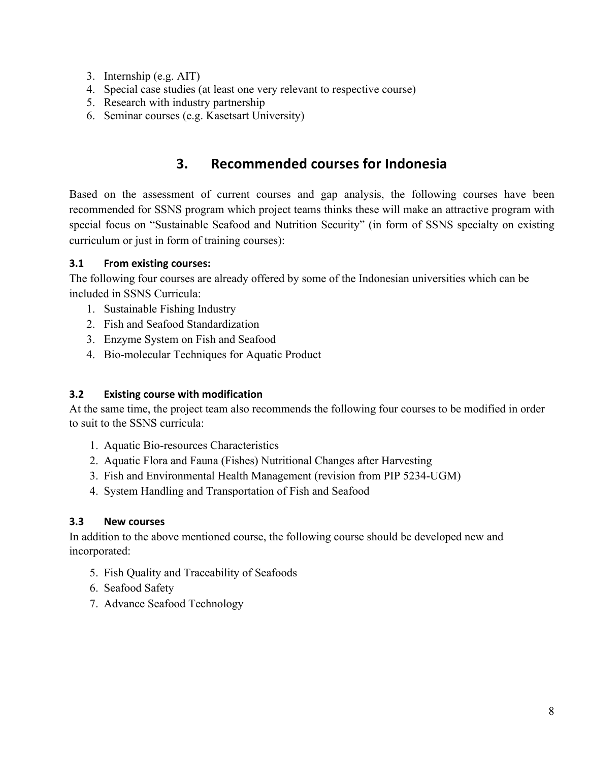3. Internship (e.g. AIT)
4. Special case studies (at least one very relevant to respective course)
5. Research with industry partnership
6. Seminar courses (e.g. Kasetsart University)

## 3. Recommended courses for Indonesia

Based on the assessment of current courses and gap analysis, the following courses have been recommended for SSNS program which project teams thinks these will make an attractive program with special focus on "Sustainable Seafood and Nutrition Security" (in form of SSNS specialty on existing curriculum or just in form of training courses):

### 3.1 From existing courses:

The following four courses are already offered by some of the Indonesian universities which can be included in SSNS Curricula:

1. Sustainable Fishing Industry
2. Fish and Seafood Standardization
3. Enzyme System on Fish and Seafood
4. Bio-molecular Techniques for Aquatic Product

### 3.2 Existing course with modification

At the same time, the project team also recommends the following four courses to be modified in order to suit to the SSNS curricula:

1. Aquatic Bio-resources Characteristics
2. Aquatic Flora and Fauna (Fishes) Nutritional Changes after Harvesting
3. Fish and Environmental Health Management (revision from PIP 5234-UGM)
4. System Handling and Transportation of Fish and Seafood

### 3.3 New courses

In addition to the above mentioned course, the following course should be developed new and incorporated:

5. Fish Quality and Traceability of Seafoods
6. Seafood Safety
7. Advance Seafood Technology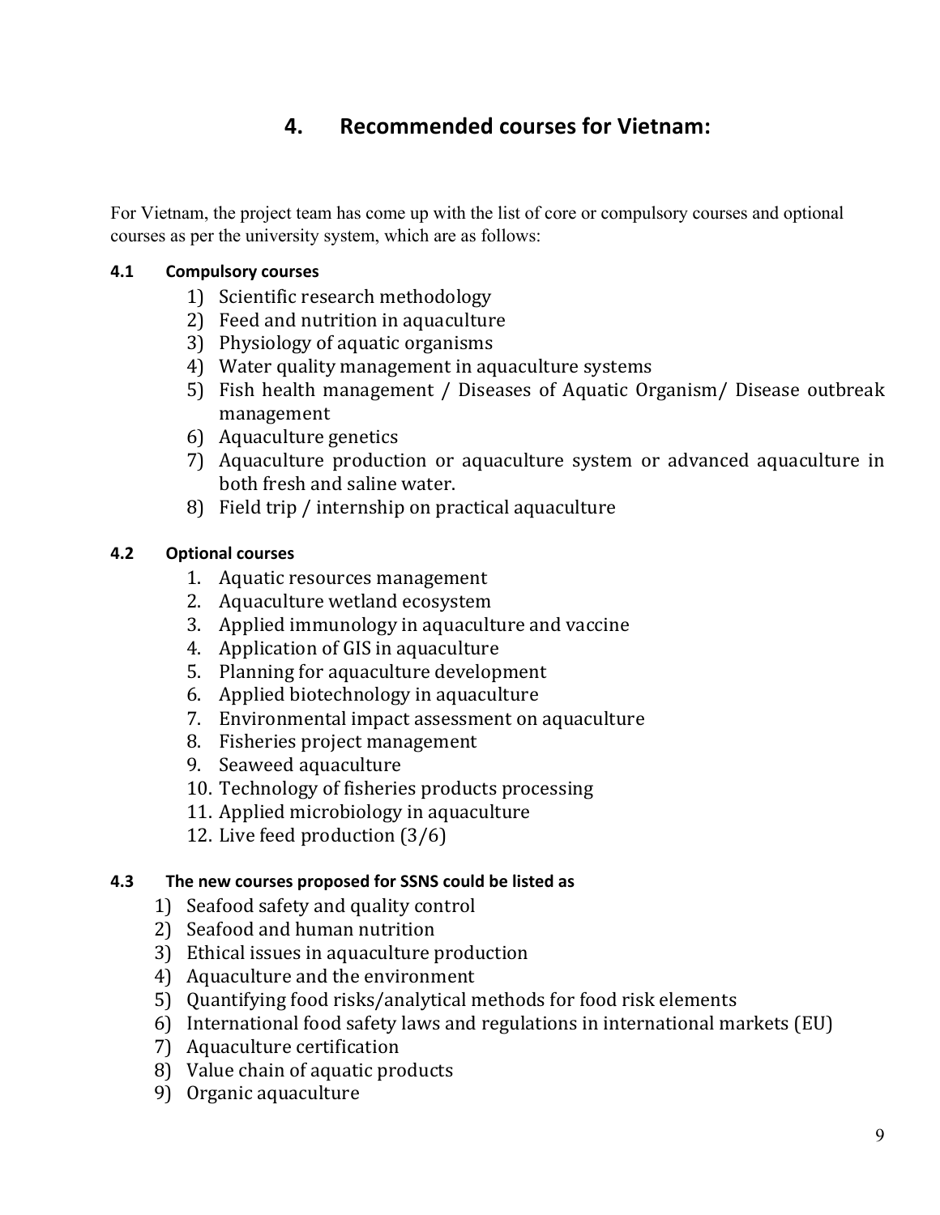# 4. Recommended courses for Vietnam:

For Vietnam, the project team has come up with the list of core or compulsory courses and optional courses as per the university system, which are as follows:

### 4.1 Compulsory courses

1) Scientific research methodology
2) Feed and nutrition in aquaculture
3) Physiology of aquatic organisms
4) Water quality management in aquaculture systems
5) Fish health management / Diseases of Aquatic Organism/ Disease outbreak management
6) Aquaculture genetics
7) Aquaculture production or aquaculture system or advanced aquaculture in both fresh and saline water.
8) Field trip / internship on practical aquaculture

### 4.2 Optional courses

1. Aquatic resources management
2. Aquaculture wetland ecosystem
3. Applied immunology in aquaculture and vaccine
4. Application of GIS in aquaculture
5. Planning for aquaculture development
6. Applied biotechnology in aquaculture
7. Environmental impact assessment on aquaculture
8. Fisheries project management
9. Seaweed aquaculture
10. Technology of fisheries products processing
11. Applied microbiology in aquaculture
12. Live feed production (3/6)

### 4.3 The new courses proposed for SSNS could be listed as

1) Seafood safety and quality control
2) Seafood and human nutrition
3) Ethical issues in aquaculture production
4) Aquaculture and the environment
5) Quantifying food risks/analytical methods for food risk elements
6) International food safety laws and regulations in international markets (EU)
7) Aquaculture certification
8) Value chain of aquatic products
9) Organic aquaculture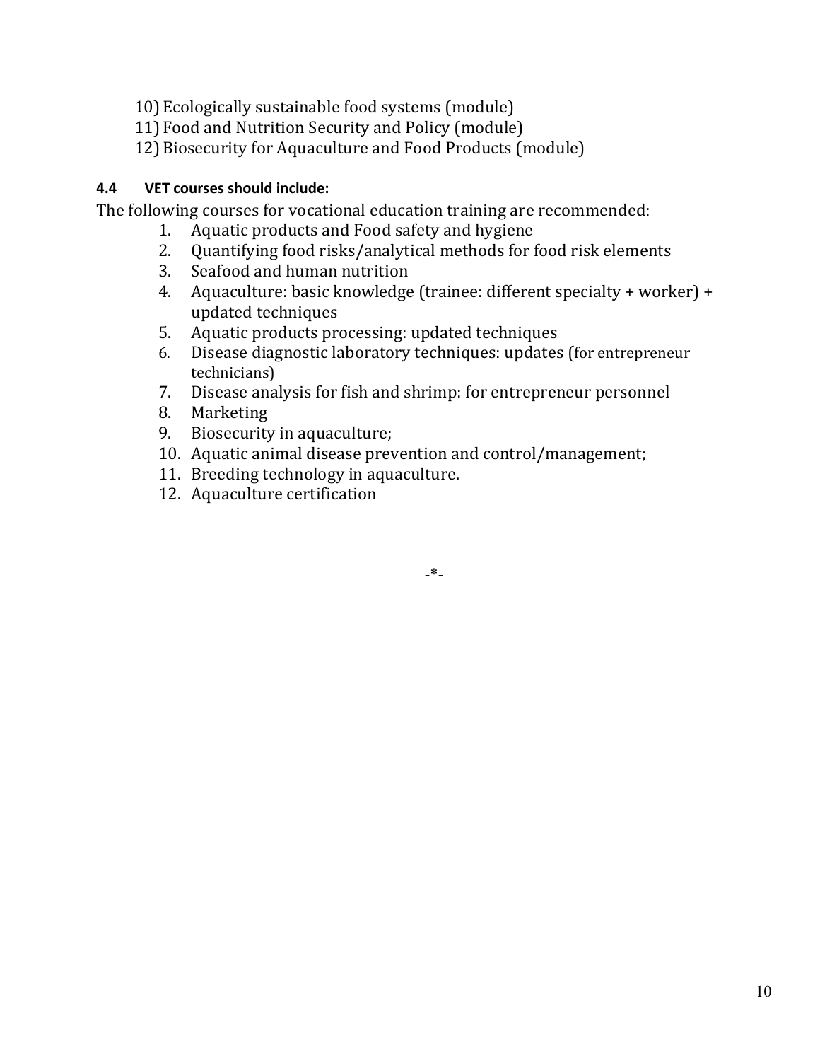10) Ecologically sustainable food systems (module)
11) Food and Nutrition Security and Policy (module)
12) Biosecurity for Aquaculture and Food Products (module)

#### 4.4 VET courses should include:

The following courses for vocational education training are recommended:

1. Aquatic products and Food safety and hygiene
2. Quantifying food risks/analytical methods for food risk elements
3. Seafood and human nutrition
4. Aquaculture: basic knowledge (trainee: different specialty + worker) + updated techniques
5. Aquatic products processing: updated techniques
6. Disease diagnostic laboratory techniques: updates (for entrepreneur technicians)
7. Disease analysis for fish and shrimp: for entrepreneur personnel
8. Marketing
9. Biosecurity in aquaculture;
10. Aquatic animal disease prevention and control/management;
11. Breeding technology in aquaculture.
12. Aquaculture certification

-*-